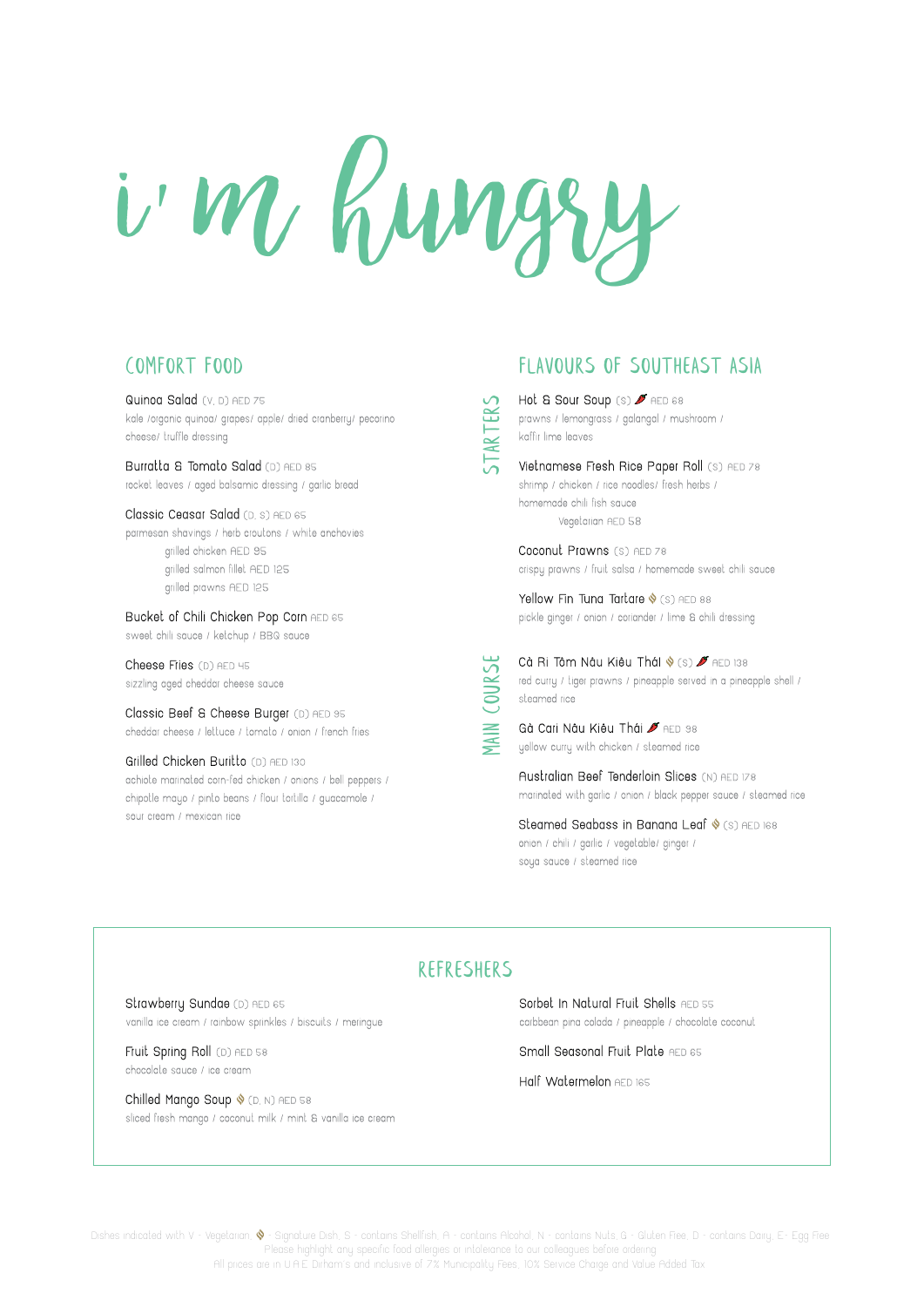# i'm hungry

## COMFORT FOOD

**Quinoa Salad** (V, D) AED 75
kale /organic quinoa/ grapes/ apple/ dried cranberry/ pecorino cheese/ truffle dressing

**Burratta & Tomato Salad** (D) AED 85
rocket leaves / aged balsamic dressing / garlic bread

**Classic Ceasar Salad** (D, S) AED 65
parmesan shavings / herb croutons / white anchovies
grilled chicken AED 95
grilled salmon fillet AED 125
grilled prawns AED 125

**Bucket of Chili Chicken Pop Corn** AED 65
sweet chili sauce / ketchup / BBQ sauce

**Cheese Fries** (D) AED 45
sizzling aged cheddar cheese sauce

**Classic Beef & Cheese Burger** (D) AED 95
cheddar cheese / lettuce / tomato / onion / french fries

**Grilled Chicken Buritto** (D) AED 130
achiote marinated corn-fed chicken / onions / bell peppers / chipotle mayo / pinto beans / flour tortilla / guacamole / sour cream / mexican rice

## FLAVOURS OF SOUTHEAST ASIA

### STARTERS

**Hot & Sour Soup** (S) AED 68
prawns / lemongrass / galangal / mushroom / kaffir lime leaves

**Vietnamese Fresh Rice Paper Roll** (S) AED 78
shrimp / chicken / rice noodles/ fresh herbs / homemade chili fish sauce
Vegetarian AED 58

**Coconut Prawns** (S) AED 78
crispy prawns / fruit salsa / homemade sweet chili sauce

**Yellow Fin Tuna Tartare** (S) AED 88
pickle ginger / onion / coriander / lime & chili dressing

### MAIN COURSE

**Cà Ri Tôm Nâu Kiêu Thái** (S) AED 138
red curry / tiger prawns / pineapple served in a pineapple shell / steamed rice

**Gà Cari Nâu Kiêu Thái** AED 98
yellow curry with chicken / steamed rice

**Australian Beef Tenderloin Slices** (N) AED 178
marinated with garlic / onion / black pepper sauce / steamed rice

**Steamed Seabass in Banana Leaf** (S) AED 168
onion / chili / garlic / vegetable/ ginger / soya sauce / steamed rice

## REFRESHERS

**Strawberry Sundae** (D) AED 65
vanilla ice cream / rainbow sprinkles / biscuits / meringue

**Fruit Spring Roll** (D) AED 58
chocolate sauce / ice cream

**Chilled Mango Soup** (D, N) AED 58
sliced fresh mango / coconut milk / mint & vanilla ice cream

**Sorbet In Natural Fruit Shells** AED 55
carbbean pina colada / pineapple / chocolate coconut

**Small Seasonal Fruit Plate** AED 65

**Half Watermelon** AED 165

Dishes indicated with V - Vegetarian, - Signature Dish, S - contains Shellfish, A - contains Alcohol, N - contains Nuts, G - Gluten Free, D - contains Dairy, E- Egg Free
Please highlight any specific food allergies or intolerance to our colleagues before ordering
All prices are in U.A.E Dirham's and inclusive of 7% Municipality Fees, 10% Service Charge and Value Added Tax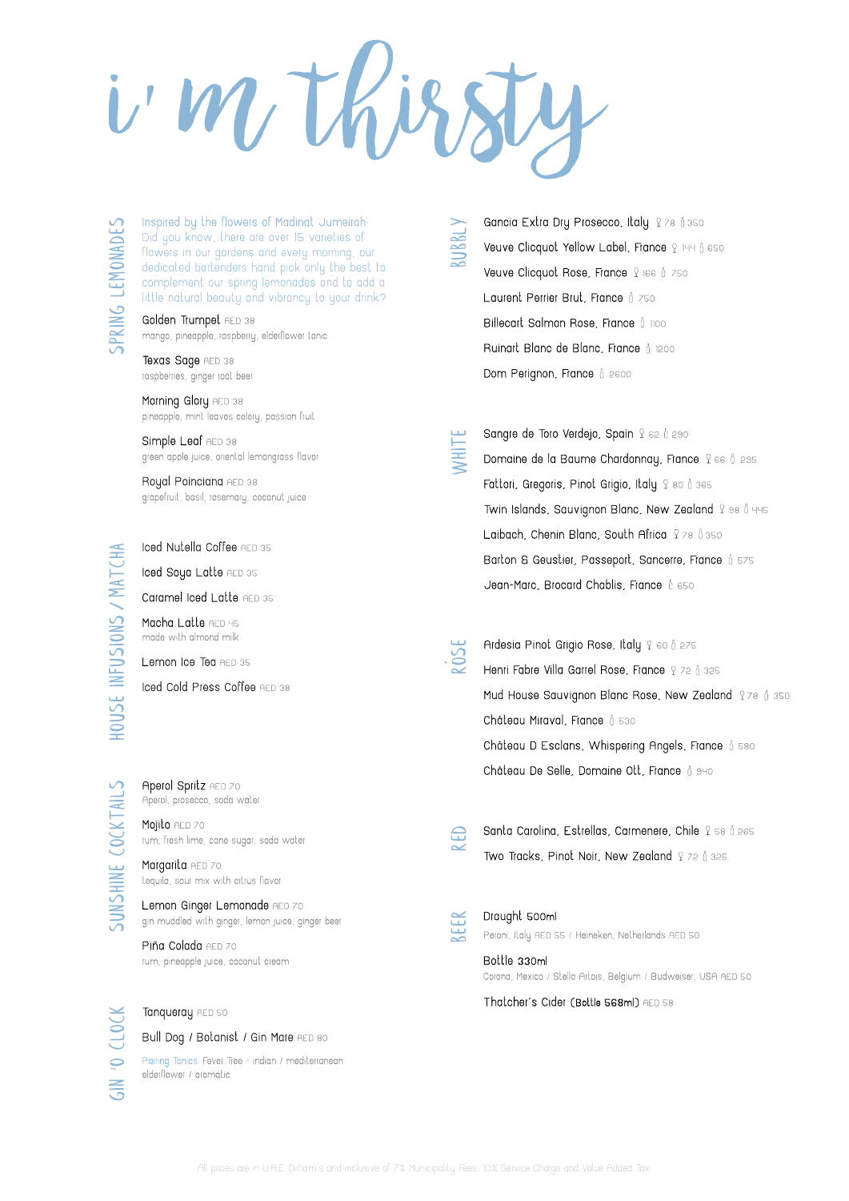# i'm thirsty

## SPRING LEMONADES

Inspired by the flowers of Madinat Jumeirah. Did you know, there are over 15 varieties of flowers in our gardens and every morning, our dedicated bartenders hand pick only the best to complement our spring lemonades and to add a little natural beauty and vibrancy to your drink?

Golden Trumpet AED 38
mango, pineapple, raspberry, elderflower tonic

Texas Sage AED 38
raspberries, ginger root beer

Morning Glory AED 38
pineapple, mint leaves celery, passion fruit

Simple Leaf AED 38
green apple juice, oriental lemongrass flavor

Royal Poinciana AED 38
grapefruit, basil, rosemary, coconut juice

## HOUSE INFUSIONS / MATCHA

Iced Nutella Coffee AED 35

Iced Soya Latte AED 35

Caramel Iced Latte AED 35

Macha Latte AED 45
made with almond milk

Lemon Ice Tea AED 35

Iced Cold Press Coffee AED 38

## SUNSHINE COCKTAILS

Aperol Spritz AED 70
Aperol, prosecco, soda water

Mojito AED 70
rum, fresh lime, cane sugar, soda water

Margarita AED 70
tequila, sour mix with citrus flavor

Lemon Ginger Lemonade AED 70
gin muddled with ginger, lemon juice, ginger beer

Piña Colada AED 70
rum, pineapple juice, coconut cream

## GIN 'O CLOCK

Tanqueray AED 50

Bull Dog / Botanist / Gin Mare AED 80

Pairing Tonics Fever Tree - indian / mediterranean elderflower / aromatic

## BUBBLY

Gancia Extra Dry Prosecco, Italy 78 / 350

Veuve Clicquot Yellow Label, France 144 / 650

Veuve Clicquot Rose, France 166 / 750

Laurent Perrier Brut, France 750

Billecart Salmon Rose, France 1100

Ruinart Blanc de Blanc, France 1200

Dom Perignon, France 2600

## WHITE

Sangre de Toro Verdejo, Spain 62 / 290

Domaine de la Baume Chardonnay, France 66 / 295

Fattori, Gregoris, Pinot Grigio, Italy 80 / 365

Twin Islands, Sauvignon Blanc, New Zealand 98 / 445

Laibach, Chenin Blanc, South Africa 78 / 350

Barton & Geustier, Passeport, Sancerre, France 575

Jean-Marc, Brocard Chablis, France 650

## RÓSE

Ardesia Pinot Grigio Rose, Italy 60 / 275

Henri Fabre Villa Garrel Rose, France 72 / 325

Mud House Sauvignon Blanc Rose, New Zealand 78 / 350

Château Miraval, France 530

Château D Esclans, Whispering Angels, France 580

Château De Selle, Domaine Ott, France 940

## RED

Santa Carolina, Estrellas, Carmenere, Chile 58 / 265

Two Tracks, Pinot Noir, New Zealand 72 / 325

## BEER

Draught 500ml
Peroni, Italy AED 55 / Heineken, Netherlands AED 50

Bottle 330ml
Corona, Mexico / Stella Artois, Belgium / Budweiser, USA AED 50

Thatcher's Cider (Bottle 568ml) AED 58

All prices are in U.A.E. Dirham's and inclusive of 7% Municipality Fees, 10% Service Charge and Value Added Tax